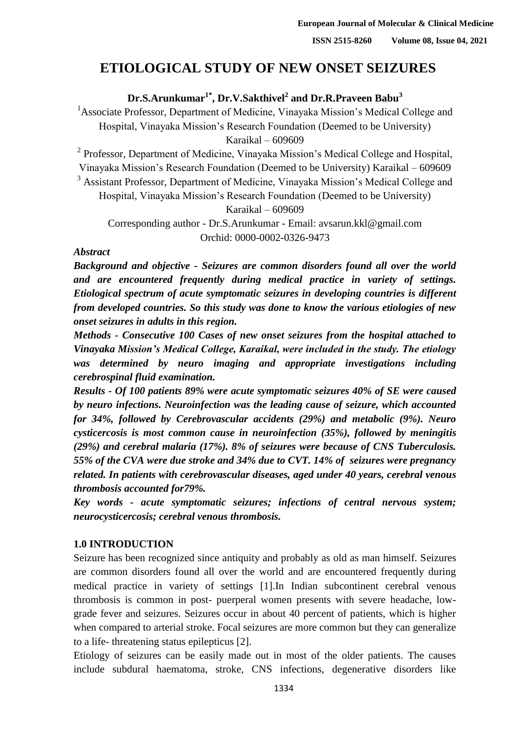# ETIOLOGICAL STUDY OF NEW ONSET SEIZURES

**Dr.S.Arunkumar[1*], Dr.V.Sakthivel[2] and Dr.R.Praveen Babu[3]**

[1]Associate Professor, Department of Medicine, Vinayaka Mission's Medical College and Hospital, Vinayaka Mission's Research Foundation (Deemed to be University) Karaikal – 609609

[2] Professor, Department of Medicine, Vinayaka Mission's Medical College and Hospital, Vinayaka Mission's Research Foundation (Deemed to be University) Karaikal – 609609

[3] Assistant Professor, Department of Medicine, Vinayaka Mission's Medical College and Hospital, Vinayaka Mission's Research Foundation (Deemed to be University) Karaikal – 609609

Corresponding author - Dr.S.Arunkumar - Email: avsarun.kkl@gmail.com
Orchid: 0000-0002-0326-9473

***Abstract***

***Background and objective - Seizures are common disorders found all over the world and are encountered frequently during medical practice in variety of settings. Etiological spectrum of acute symptomatic seizures in developing countries is different from developed countries. So this study was done to know the various etiologies of new onset seizures in adults in this region.***

***Methods - Consecutive 100 Cases of new onset seizures from the hospital attached to Vinayaka Mission's Medical College, Karaikal, were included in the study. The etiology was determined by neuro imaging and appropriate investigations including cerebrospinal fluid examination.***

***Results - Of 100 patients 89% were acute symptomatic seizures 40% of SE were caused by neuro infections. Neuroinfection was the leading cause of seizure, which accounted for 34%, followed by Cerebrovascular accidents (29%) and metabolic (9%). Neuro cysticercosis is most common cause in neuroinfection (35%), followed by meningitis (29%) and cerebral malaria (17%). 8% of seizures were because of CNS Tuberculosis. 55% of the CVA were due stroke and 34% due to CVT. 14% of seizures were pregnancy related. In patients with cerebrovascular diseases, aged under 40 years, cerebral venous thrombosis accounted for79%.***

***Key words - acute symptomatic seizures; infections of central nervous system; neurocysticercosis; cerebral venous thrombosis.***

## 1.0 INTRODUCTION

Seizure has been recognized since antiquity and probably as old as man himself. Seizures are common disorders found all over the world and are encountered frequently during medical practice in variety of settings [1].In Indian subcontinent cerebral venous thrombosis is common in post- puerperal women presents with severe headache, low-grade fever and seizures. Seizures occur in about 40 percent of patients, which is higher when compared to arterial stroke. Focal seizures are more common but they can generalize to a life- threatening status epilepticus [2].

Etiology of seizures can be easily made out in most of the older patients. The causes include subdural haematoma, stroke, CNS infections, degenerative disorders like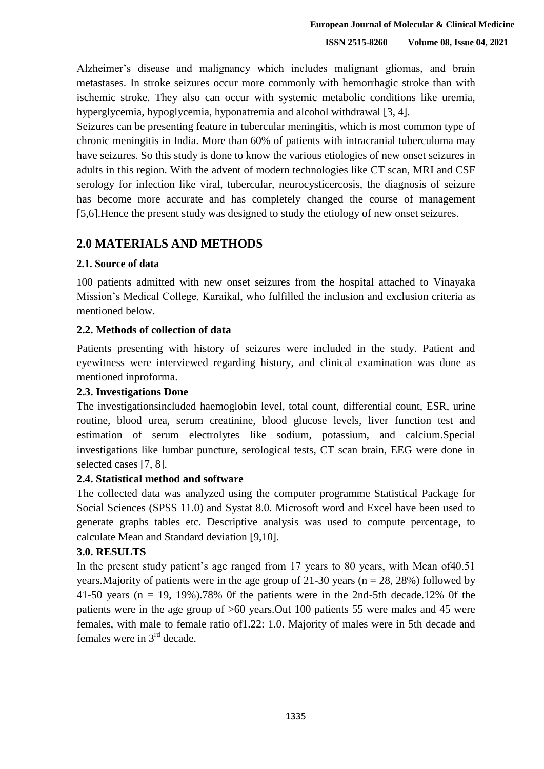Alzheimer's disease and malignancy which includes malignant gliomas, and brain metastases. In stroke seizures occur more commonly with hemorrhagic stroke than with ischemic stroke. They also can occur with systemic metabolic conditions like uremia, hyperglycemia, hypoglycemia, hyponatremia and alcohol withdrawal [3, 4].

Seizures can be presenting feature in tubercular meningitis, which is most common type of chronic meningitis in India. More than 60% of patients with intracranial tuberculoma may have seizures. So this study is done to know the various etiologies of new onset seizures in adults in this region. With the advent of modern technologies like CT scan, MRI and CSF serology for infection like viral, tubercular, neurocysticercosis, the diagnosis of seizure has become more accurate and has completely changed the course of management [5,6].Hence the present study was designed to study the etiology of new onset seizures.

## 2.0 MATERIALS AND METHODS

### 2.1. Source of data

100 patients admitted with new onset seizures from the hospital attached to Vinayaka Mission's Medical College, Karaikal, who fulfilled the inclusion and exclusion criteria as mentioned below.

### 2.2. Methods of collection of data

Patients presenting with history of seizures were included in the study. Patient and eyewitness were interviewed regarding history, and clinical examination was done as mentioned inproforma.

### 2.3. Investigations Done

The investigationsincluded haemoglobin level, total count, differential count, ESR, urine routine, blood urea, serum creatinine, blood glucose levels, liver function test and estimation of serum electrolytes like sodium, potassium, and calcium.Special investigations like lumbar puncture, serological tests, CT scan brain, EEG were done in selected cases [7, 8].

### 2.4. Statistical method and software

The collected data was analyzed using the computer programme Statistical Package for Social Sciences (SPSS 11.0) and Systat 8.0. Microsoft word and Excel have been used to generate graphs tables etc. Descriptive analysis was used to compute percentage, to calculate Mean and Standard deviation [9,10].

### 3.0. RESULTS

In the present study patient's age ranged from 17 years to 80 years, with Mean of40.51 years.Majority of patients were in the age group of 21-30 years (n = 28, 28%) followed by 41-50 years (n = 19, 19%).78% 0f the patients were in the 2nd-5th decade.12% 0f the patients were in the age group of >60 years.Out 100 patients 55 were males and 45 were females, with male to female ratio of1.22: 1.0. Majority of males were in 5th decade and females were in 3rd decade.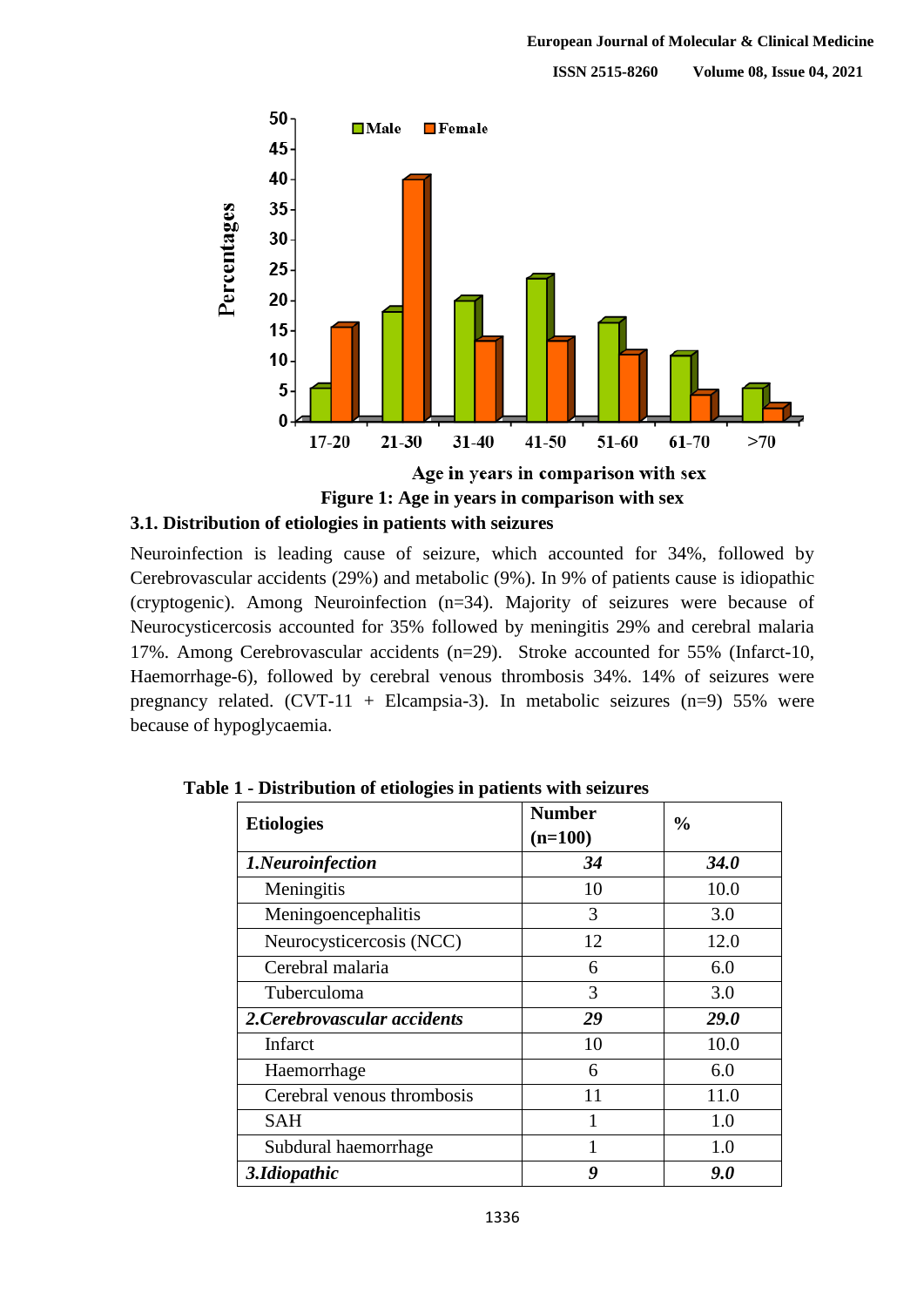Figure 1: Age in years in comparison with sex

### 3.1. Distribution of etiologies in patients with seizures

Neuroinfection is leading cause of seizure, which accounted for 34%, followed by Cerebrovascular accidents (29%) and metabolic (9%). In 9% of patients cause is idiopathic (cryptogenic). Among Neuroinfection (n=34). Majority of seizures were because of Neurocysticercosis accounted for 35% followed by meningitis 29% and cerebral malaria 17%. Among Cerebrovascular accidents (n=29). Stroke accounted for 55% (Infarct-10, Haemorrhage-6), followed by cerebral venous thrombosis 34%. 14% of seizures were pregnancy related. (CVT-11 + Elcampsia-3). In metabolic seizures (n=9) 55% were because of hypoglycaemia.

**Table 1 - Distribution of etiologies in patients with seizures**

| Etiologies | Number (n=100) | % |
|---|---|---|
| ***1.Neuroinfection*** | ***34*** | ***34.0*** |
| Meningitis | 10 | 10.0 |
| Meningoencephalitis | 3 | 3.0 |
| Neurocysticercosis (NCC) | 12 | 12.0 |
| Cerebral malaria | 6 | 6.0 |
| Tuberculoma | 3 | 3.0 |
| ***2.Cerebrovascular accidents*** | ***29*** | ***29.0*** |
| Infarct | 10 | 10.0 |
| Haemorrhage | 6 | 6.0 |
| Cerebral venous thrombosis | 11 | 11.0 |
| SAH | 1 | 1.0 |
| Subdural haemorrhage | 1 | 1.0 |
| ***3.Idiopathic*** | ***9*** | ***9.0*** |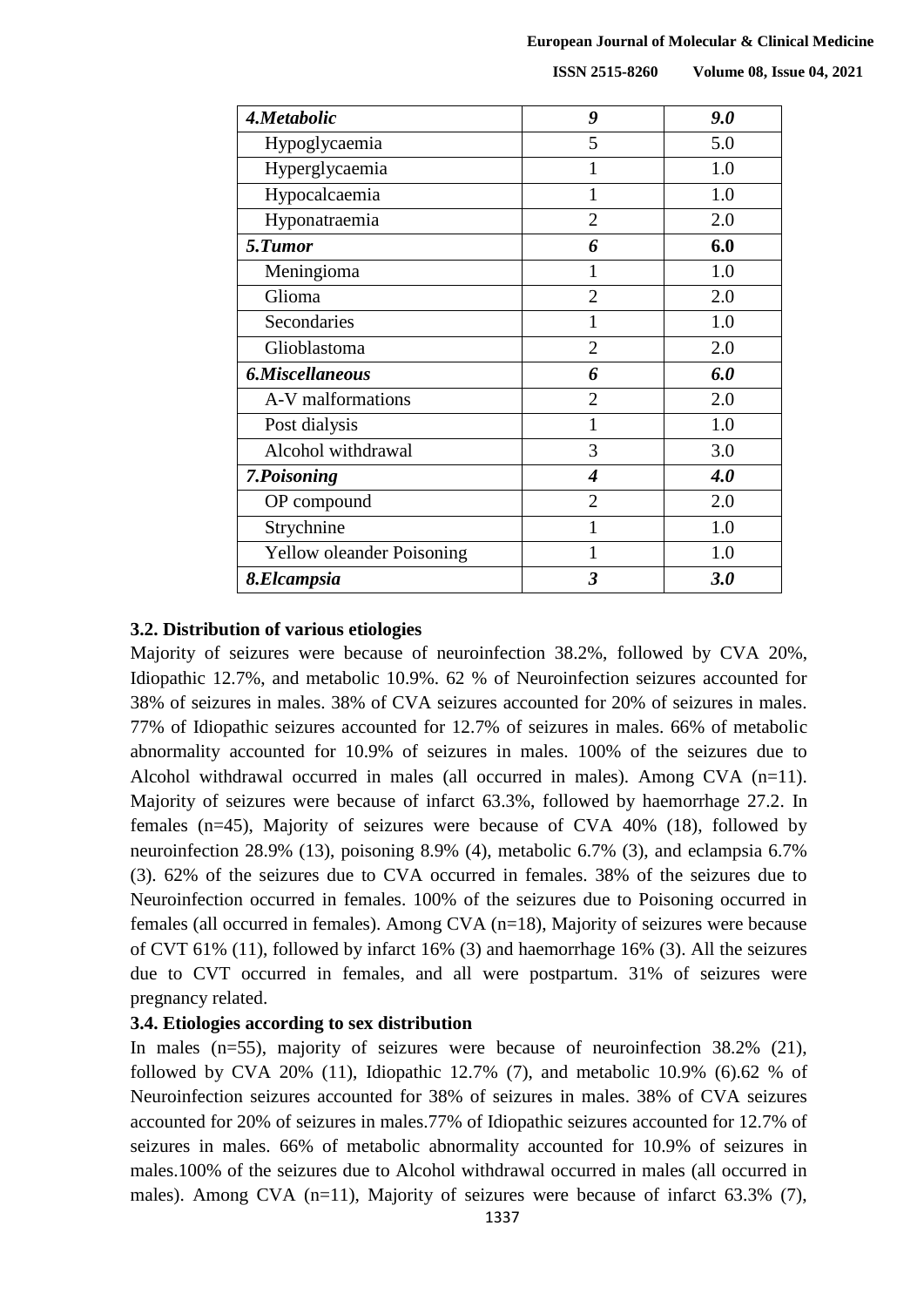| | | |
|---|---|---|
| ***4.Metabolic*** | ***9*** | ***9.0*** |
| Hypoglycaemia | 5 | 5.0 |
| Hyperglycaemia | 1 | 1.0 |
| Hypocalcaemia | 1 | 1.0 |
| Hyponatraemia | 2 | 2.0 |
| ***5.Tumor*** | ***6*** | **6.0** |
| Meningioma | 1 | 1.0 |
| Glioma | 2 | 2.0 |
| Secondaries | 1 | 1.0 |
| Glioblastoma | 2 | 2.0 |
| ***6.Miscellaneous*** | ***6*** | ***6.0*** |
| A-V malformations | 2 | 2.0 |
| Post dialysis | 1 | 1.0 |
| Alcohol withdrawal | 3 | 3.0 |
| ***7.Poisoning*** | ***4*** | ***4.0*** |
| OP compound | 2 | 2.0 |
| Strychnine | 1 | 1.0 |
| Yellow oleander Poisoning | 1 | 1.0 |
| ***8.Elcampsia*** | ***3*** | ***3.0*** |

### 3.2. Distribution of various etiologies

Majority of seizures were because of neuroinfection 38.2%, followed by CVA 20%, Idiopathic 12.7%, and metabolic 10.9%. 62 % of Neuroinfection seizures accounted for 38% of seizures in males. 38% of CVA seizures accounted for 20% of seizures in males. 77% of Idiopathic seizures accounted for 12.7% of seizures in males. 66% of metabolic abnormality accounted for 10.9% of seizures in males. 100% of the seizures due to Alcohol withdrawal occurred in males (all occurred in males). Among CVA (n=11). Majority of seizures were because of infarct 63.3%, followed by haemorrhage 27.2. In females (n=45), Majority of seizures were because of CVA 40% (18), followed by neuroinfection 28.9% (13), poisoning 8.9% (4), metabolic 6.7% (3), and eclampsia 6.7% (3). 62% of the seizures due to CVA occurred in females. 38% of the seizures due to Neuroinfection occurred in females. 100% of the seizures due to Poisoning occurred in females (all occurred in females). Among CVA (n=18), Majority of seizures were because of CVT 61% (11), followed by infarct 16% (3) and haemorrhage 16% (3). All the seizures due to CVT occurred in females, and all were postpartum. 31% of seizures were pregnancy related.

### 3.4. Etiologies according to sex distribution

In males (n=55), majority of seizures were because of neuroinfection 38.2% (21), followed by CVA 20% (11), Idiopathic 12.7% (7), and metabolic 10.9% (6).62 % of Neuroinfection seizures accounted for 38% of seizures in males. 38% of CVA seizures accounted for 20% of seizures in males.77% of Idiopathic seizures accounted for 12.7% of seizures in males. 66% of metabolic abnormality accounted for 10.9% of seizures in males.100% of the seizures due to Alcohol withdrawal occurred in males (all occurred in males). Among CVA (n=11), Majority of seizures were because of infarct 63.3% (7),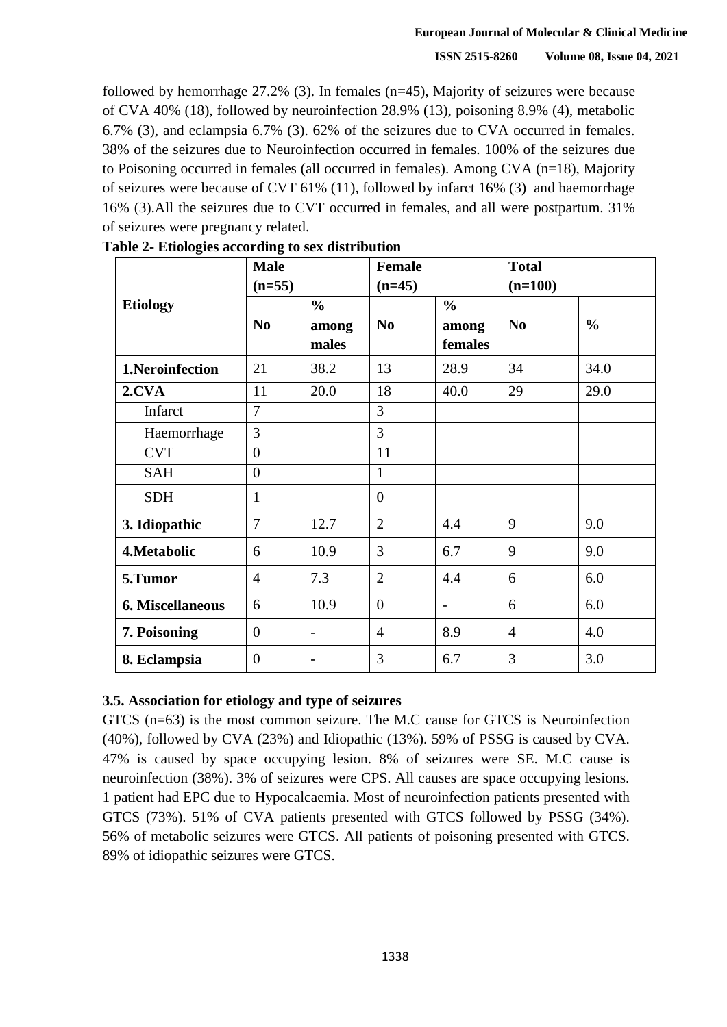followed by hemorrhage 27.2% (3). In females (n=45), Majority of seizures were because of CVA 40% (18), followed by neuroinfection 28.9% (13), poisoning 8.9% (4), metabolic 6.7% (3), and eclampsia 6.7% (3). 62% of the seizures due to CVA occurred in females. 38% of the seizures due to Neuroinfection occurred in females. 100% of the seizures due to Poisoning occurred in females (all occurred in females). Among CVA (n=18), Majority of seizures were because of CVT 61% (11), followed by infarct 16% (3) and haemorrhage 16% (3).All the seizures due to CVT occurred in females, and all were postpartum. 31% of seizures were pregnancy related.

**Table 2- Etiologies according to sex distribution**

| **Etiology** | **Male (n=55)** | | **Female (n=45)** | | **Total (n=100)** | |
|---|---|---|---|---|---|---|
| | **No** | **% among males** | **No** | **% among females** | **No** | **%** |
| **1.Neroinfection** | 21 | 38.2 | 13 | 28.9 | 34 | 34.0 |
| **2.CVA** | 11 | 20.0 | 18 | 40.0 | 29 | 29.0 |
| Infarct | 7 | | 3 | | | |
| Haemorrhage | 3 | | 3 | | | |
| CVT | 0 | | 11 | | | |
| SAH | 0 | | 1 | | | |
| SDH | 1 | | 0 | | | |
| **3. Idiopathic** | 7 | 12.7 | 2 | 4.4 | 9 | 9.0 |
| **4.Metabolic** | 6 | 10.9 | 3 | 6.7 | 9 | 9.0 |
| **5.Tumor** | 4 | 7.3 | 2 | 4.4 | 6 | 6.0 |
| **6. Miscellaneous** | 6 | 10.9 | 0 | - | 6 | 6.0 |
| **7. Poisoning** | 0 | - | 4 | 8.9 | 4 | 4.0 |
| **8. Eclampsia** | 0 | - | 3 | 6.7 | 3 | 3.0 |

### 3.5. Association for etiology and type of seizures

GTCS (n=63) is the most common seizure. The M.C cause for GTCS is Neuroinfection (40%), followed by CVA (23%) and Idiopathic (13%). 59% of PSSG is caused by CVA. 47% is caused by space occupying lesion. 8% of seizures were SE. M.C cause is neuroinfection (38%). 3% of seizures were CPS. All causes are space occupying lesions. 1 patient had EPC due to Hypocalcaemia. Most of neuroinfection patients presented with GTCS (73%). 51% of CVA patients presented with GTCS followed by PSSG (34%). 56% of metabolic seizures were GTCS. All patients of poisoning presented with GTCS. 89% of idiopathic seizures were GTCS.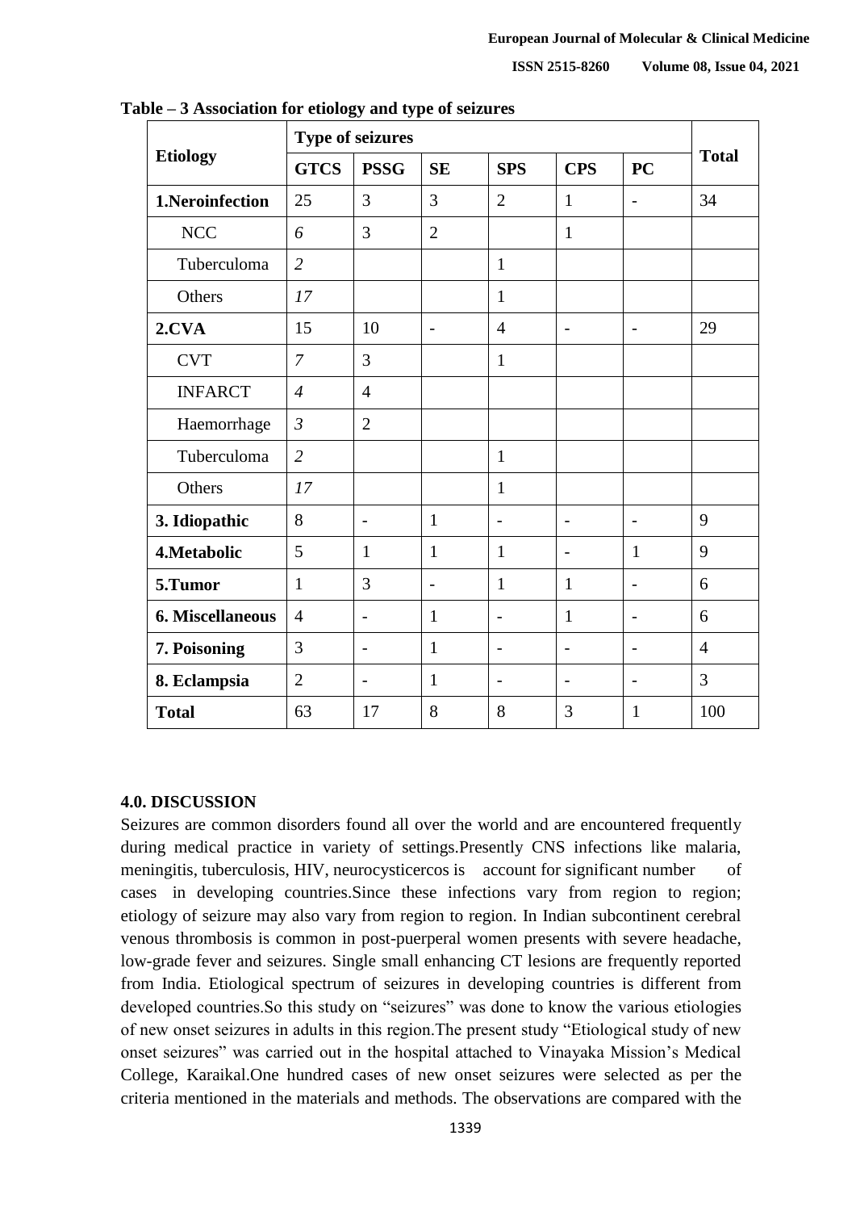**Table – 3 Association for etiology and type of seizures**

| Etiology | Type of seizures | | | | | | Total |
|---|---|---|---|---|---|---|---|
| | **GTCS** | **PSSG** | **SE** | **SPS** | **CPS** | **PC** | |
| **1.Neroinfection** | 25 | 3 | 3 | 2 | 1 | - | 34 |
| NCC | *6* | 3 | 2 | | 1 | | |
| Tuberculoma | *2* | | | 1 | | | |
| Others | *17* | | | 1 | | | |
| **2.CVA** | 15 | 10 | - | 4 | - | - | 29 |
| CVT | *7* | 3 | | 1 | | | |
| INFARCT | *4* | 4 | | | | | |
| Haemorrhage | *3* | 2 | | | | | |
| Tuberculoma | *2* | | | 1 | | | |
| Others | *17* | | | 1 | | | |
| **3. Idiopathic** | 8 | - | 1 | - | - | - | 9 |
| **4.Metabolic** | 5 | 1 | 1 | 1 | - | 1 | 9 |
| **5.Tumor** | 1 | 3 | - | 1 | 1 | - | 6 |
| **6. Miscellaneous** | 4 | - | 1 | - | 1 | - | 6 |
| **7. Poisoning** | 3 | - | 1 | - | - | - | 4 |
| **8. Eclampsia** | 2 | - | 1 | - | - | - | 3 |
| **Total** | 63 | 17 | 8 | 8 | 3 | 1 | 100 |

## 4.0. DISCUSSION

Seizures are common disorders found all over the world and are encountered frequently during medical practice in variety of settings.Presently CNS infections like malaria, meningitis, tuberculosis, HIV, neurocysticercos is account for significant number of cases in developing countries.Since these infections vary from region to region; etiology of seizure may also vary from region to region. In Indian subcontinent cerebral venous thrombosis is common in post-puerperal women presents with severe headache, low-grade fever and seizures. Single small enhancing CT lesions are frequently reported from India. Etiological spectrum of seizures in developing countries is different from developed countries.So this study on "seizures" was done to know the various etiologies of new onset seizures in adults in this region.The present study "Etiological study of new onset seizures" was carried out in the hospital attached to Vinayaka Mission's Medical College, Karaikal.One hundred cases of new onset seizures were selected as per the criteria mentioned in the materials and methods. The observations are compared with the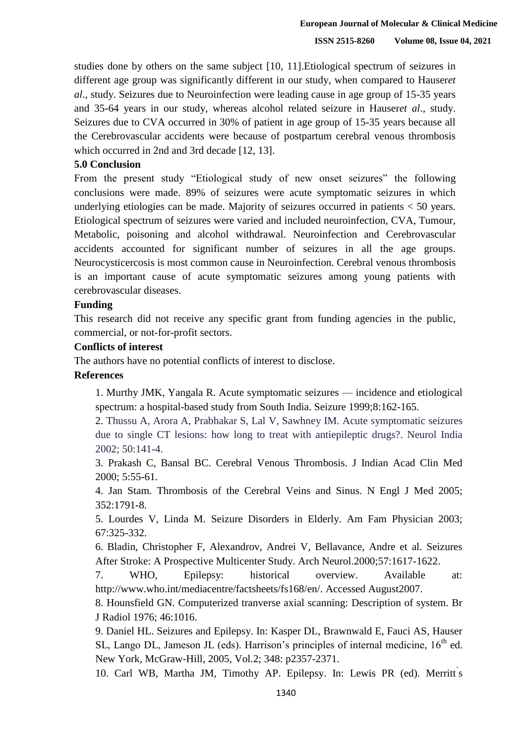studies done by others on the same subject [10, 11].Etiological spectrum of seizures in different age group was significantly different in our study, when compared to Hauser*et al*., study. Seizures due to Neuroinfection were leading cause in age group of 15-35 years and 35-64 years in our study, whereas alcohol related seizure in Hauser*et al*., study. Seizures due to CVA occurred in 30% of patient in age group of 15-35 years because all the Cerebrovascular accidents were because of postpartum cerebral venous thrombosis which occurred in 2nd and 3rd decade [12, 13].

## 5.0 Conclusion

From the present study "Etiological study of new onset seizures" the following conclusions were made. 89% of seizures were acute symptomatic seizures in which underlying etiologies can be made. Majority of seizures occurred in patients < 50 years. Etiological spectrum of seizures were varied and included neuroinfection, CVA, Tumour, Metabolic, poisoning and alcohol withdrawal. Neuroinfection and Cerebrovascular accidents accounted for significant number of seizures in all the age groups. Neurocysticercosis is most common cause in Neuroinfection. Cerebral venous thrombosis is an important cause of acute symptomatic seizures among young patients with cerebrovascular diseases.

## Funding

This research did not receive any specific grant from funding agencies in the public, commercial, or not-for-profit sectors.

## Conflicts of interest

The authors have no potential conflicts of interest to disclose.

## References

1. Murthy JMK, Yangala R. Acute symptomatic seizures — incidence and etiological spectrum: a hospital-based study from South India. Seizure 1999;8:162-165.
2. Thussu A, Arora A, Prabhakar S, Lal V, Sawhney IM. Acute symptomatic seizures due to single CT lesions: how long to treat with antiepileptic drugs?. Neurol India 2002; 50:141-4.
3. Prakash C, Bansal BC. Cerebral Venous Thrombosis. J Indian Acad Clin Med 2000; 5:55-61.
4. Jan Stam. Thrombosis of the Cerebral Veins and Sinus. N Engl J Med 2005; 352:1791-8.
5. Lourdes V, Linda M. Seizure Disorders in Elderly. Am Fam Physician 2003; 67:325-332.
6. Bladin, Christopher F, Alexandrov, Andrei V, Bellavance, Andre et al. Seizures After Stroke: A Prospective Multicenter Study. Arch Neurol.2000;57:1617-1622.
7. WHO, Epilepsy: historical overview. Available at: http://www.who.int/mediacentre/factsheets/fs168/en/. Accessed August2007.
8. Hounsfield GN. Computerized tranverse axial scanning: Description of system. Br J Radiol 1976; 46:1016.
9. Daniel HL. Seizures and Epilepsy. In: Kasper DL, Brawnwald E, Fauci AS, Hauser SL, Lango DL, Jameson JL (eds). Harrison's principles of internal medicine, 16th ed. New York, McGraw-Hill, 2005, Vol.2; 348: p2357-2371.
10. Carl WB, Martha JM, Timothy AP. Epilepsy. In: Lewis PR (ed). Merritt's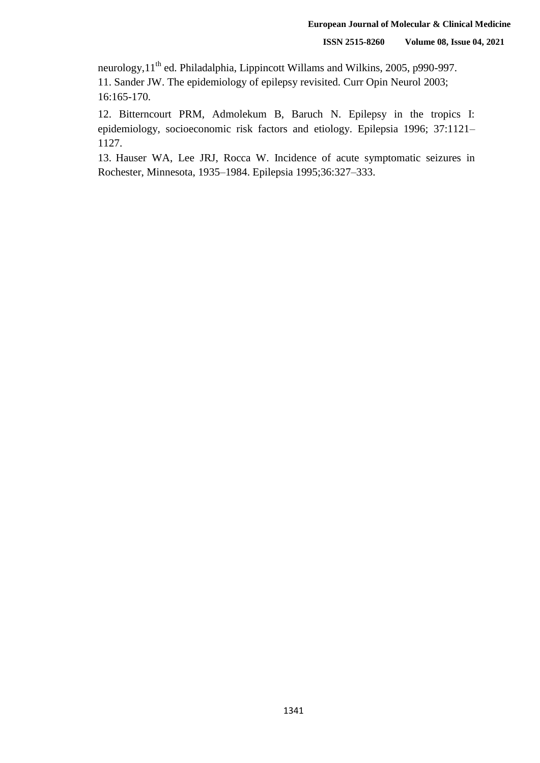neurology,11th ed. Philadalphia, Lippincott Willams and Wilkins, 2005, p990-997.

11. Sander JW. The epidemiology of epilepsy revisited. Curr Opin Neurol 2003; 16:165-170.

12. Bitterncourt PRM, Admolekum B, Baruch N. Epilepsy in the tropics I: epidemiology, socioeconomic risk factors and etiology. Epilepsia 1996; 37:1121–1127.

13. Hauser WA, Lee JRJ, Rocca W. Incidence of acute symptomatic seizures in Rochester, Minnesota, 1935–1984. Epilepsia 1995;36:327–333.